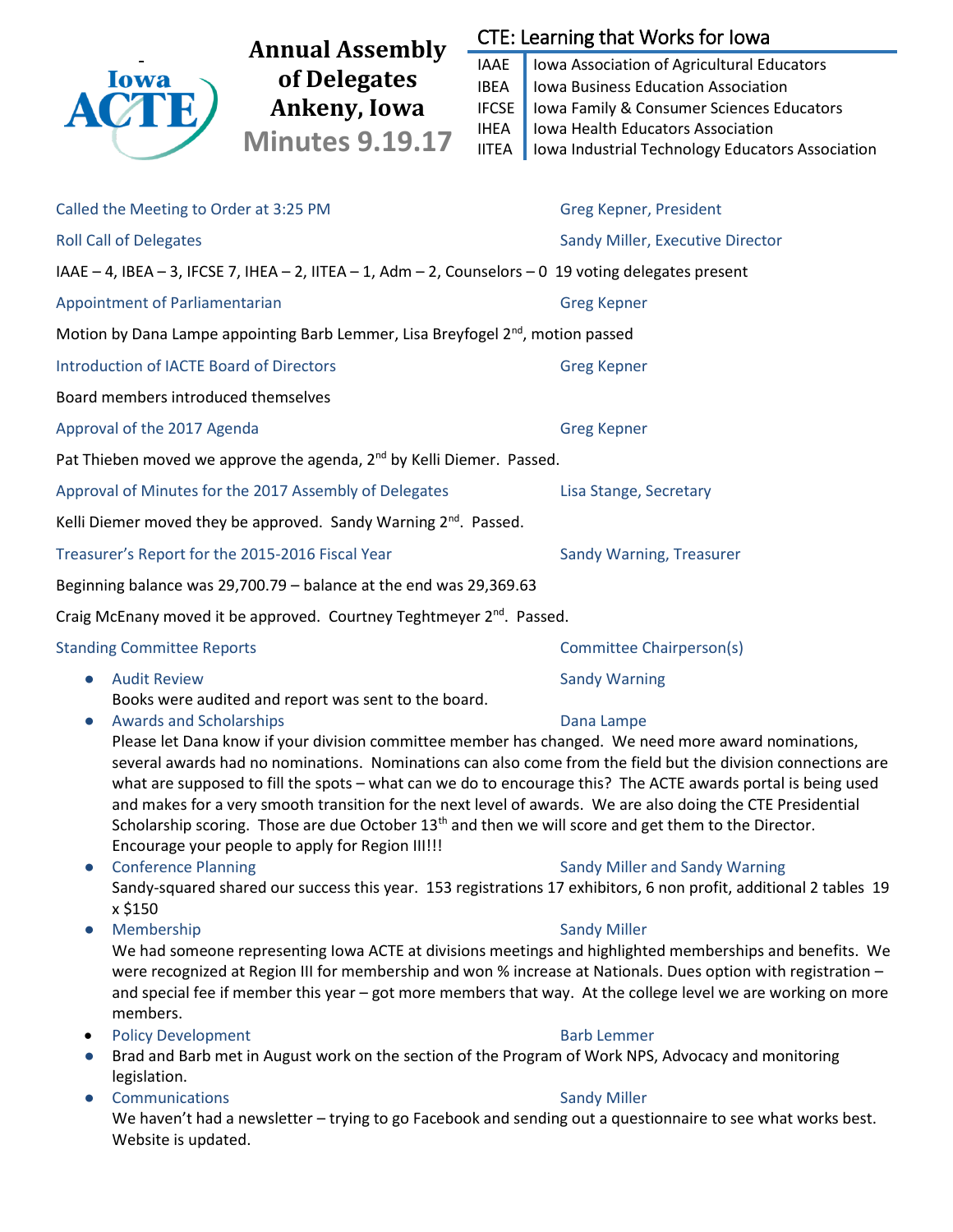# Annual Assembly of Delegates Ankeny, Iowa

## Minutes 9.19.17

**CTE: Learning that Works for Iowa**

| | |
|---|---|
| IAAE | Iowa Association of Agricultural Educators |
| IBEA | Iowa Business Education Association |
| IFCSE | Iowa Family & Consumer Sciences Educators |
| IHEA | Iowa Health Educators Association |
| IITEA | Iowa Industrial Technology Educators Association |

**Called the Meeting to Order at 3:25 PM** — Greg Kepner, President

**Roll Call of Delegates** — Sandy Miller, Executive Director

IAAE – 4, IBEA – 3, IFCSE 7, IHEA – 2, IITEA – 1, Adm – 2, Counselors – 0 19 voting delegates present

**Appointment of Parliamentarian** — Greg Kepner

Motion by Dana Lampe appointing Barb Lemmer, Lisa Breyfogel 2nd, motion passed

**Introduction of IACTE Board of Directors** — Greg Kepner

Board members introduced themselves

**Approval of the 2017 Agenda** — Greg Kepner

Pat Thieben moved we approve the agenda, 2nd by Kelli Diemer. Passed.

**Approval of Minutes for the 2017 Assembly of Delegates** — Lisa Stange, Secretary

Kelli Diemer moved they be approved. Sandy Warning 2nd. Passed.

**Treasurer's Report for the 2015-2016 Fiscal Year** — Sandy Warning, Treasurer

Beginning balance was 29,700.79 – balance at the end was 29,369.63

Craig McEnany moved it be approved. Courtney Teghtmeyer 2nd. Passed.

**Standing Committee Reports** — Committee Chairperson(s)

- **Audit Review** — Sandy Warning
  Books were audited and report was sent to the board.
- **Awards and Scholarships** — Dana Lampe
  Please let Dana know if your division committee member has changed. We need more award nominations, several awards had no nominations. Nominations can also come from the field but the division connections are what are supposed to fill the spots – what can we do to encourage this? The ACTE awards portal is being used and makes for a very smooth transition for the next level of awards. We are also doing the CTE Presidential Scholarship scoring. Those are due October 13th and then we will score and get them to the Director. Encourage your people to apply for Region III!!!
- **Conference Planning** — Sandy Miller and Sandy Warning
  Sandy-squared shared our success this year. 153 registrations 17 exhibitors, 6 non profit, additional 2 tables 19 x $150
- **Membership** — Sandy Miller
  We had someone representing Iowa ACTE at divisions meetings and highlighted memberships and benefits. We were recognized at Region III for membership and won % increase at Nationals. Dues option with registration – and special fee if member this year – got more members that way. At the college level we are working on more members.
- **Policy Development** — Barb Lemmer
- Brad and Barb met in August work on the section of the Program of Work NPS, Advocacy and monitoring legislation.
- **Communications** — Sandy Miller
  We haven't had a newsletter – trying to go Facebook and sending out a questionnaire to see what works best. Website is updated.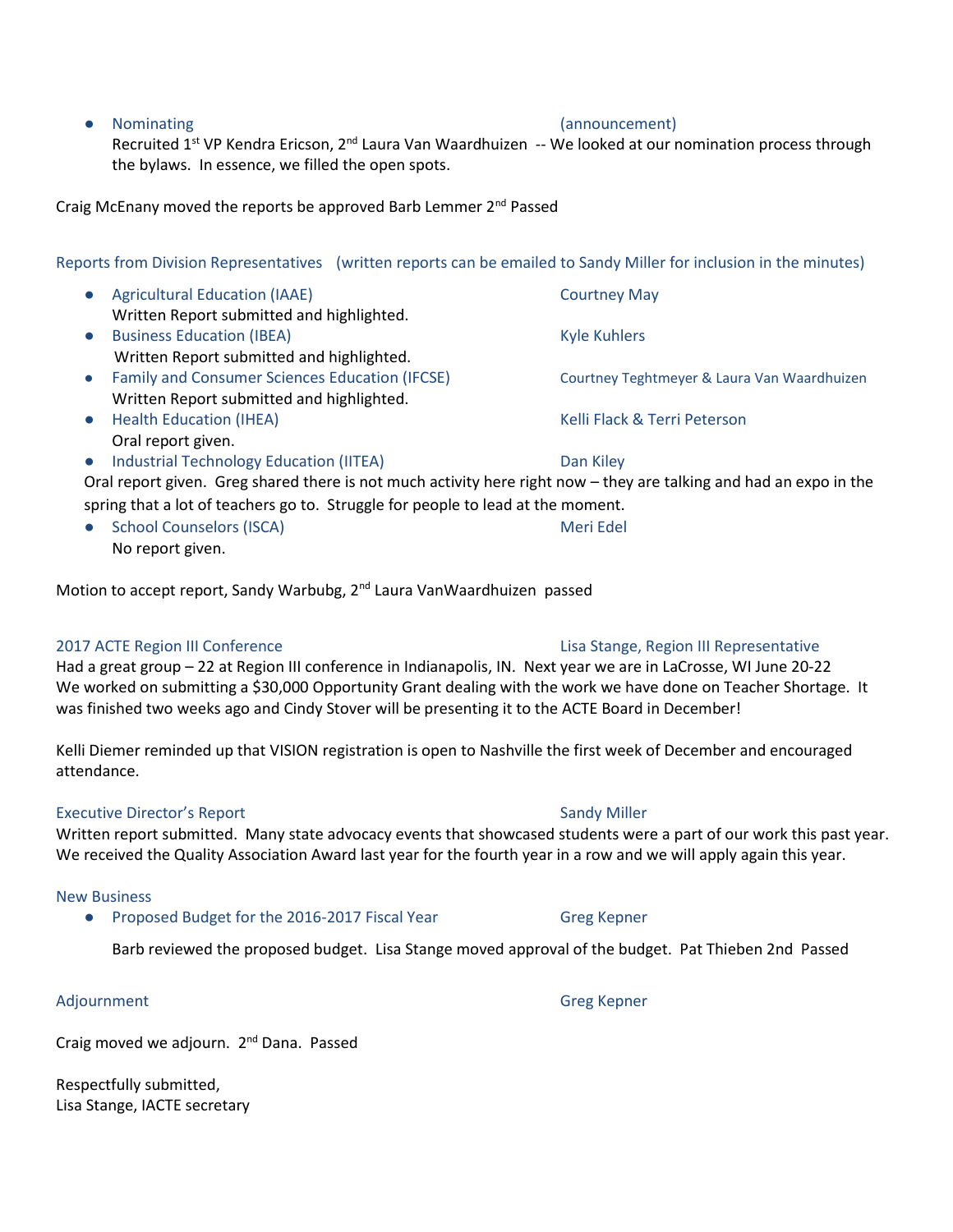- Nominating (announcement)
  Recruited 1st VP Kendra Ericson, 2nd Laura Van Waardhuizen -- We looked at our nomination process through the bylaws. In essence, we filled the open spots.

Craig McEnany moved the reports be approved Barb Lemmer 2nd Passed

## Reports from Division Representatives (written reports can be emailed to Sandy Miller for inclusion in the minutes)

- Agricultural Education (IAAE) — Courtney May
  Written Report submitted and highlighted.
- Business Education (IBEA) — Kyle Kuhlers
  Written Report submitted and highlighted.
- Family and Consumer Sciences Education (IFCSE) — Courtney Teghtmeyer & Laura Van Waardhuizen
  Written Report submitted and highlighted.
- Health Education (IHEA) — Kelli Flack & Terri Peterson
  Oral report given.
- Industrial Technology Education (IITEA) — Dan Kiley
  Oral report given. Greg shared there is not much activity here right now – they are talking and had an expo in the spring that a lot of teachers go to. Struggle for people to lead at the moment.
- School Counselors (ISCA) — Meri Edel
  No report given.

Motion to accept report, Sandy Warbubg, 2nd Laura VanWaardhuizen passed

## 2017 ACTE Region III Conference — Lisa Stange, Region III Representative

Had a great group – 22 at Region III conference in Indianapolis, IN. Next year we are in LaCrosse, WI June 20-22
We worked on submitting a $30,000 Opportunity Grant dealing with the work we have done on Teacher Shortage. It was finished two weeks ago and Cindy Stover will be presenting it to the ACTE Board in December!

Kelli Diemer reminded up that VISION registration is open to Nashville the first week of December and encouraged attendance.

## Executive Director's Report — Sandy Miller

Written report submitted. Many state advocacy events that showcased students were a part of our work this past year. We received the Quality Association Award last year for the fourth year in a row and we will apply again this year.

## New Business

- Proposed Budget for the 2016-2017 Fiscal Year — Greg Kepner

  Barb reviewed the proposed budget. Lisa Stange moved approval of the budget. Pat Thieben 2nd Passed

## Adjournment — Greg Kepner

Craig moved we adjourn. 2nd Dana. Passed

Respectfully submitted,
Lisa Stange, IACTE secretary